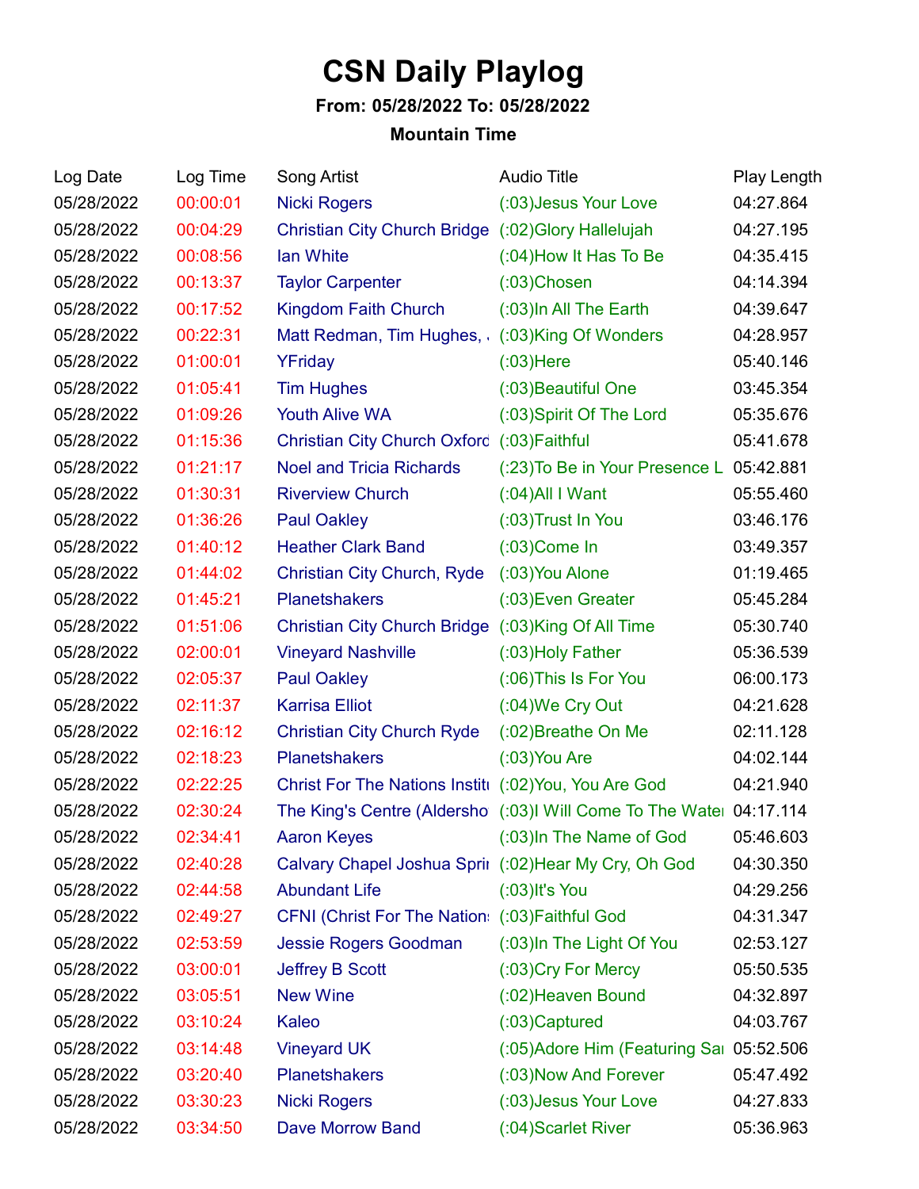# CSN Daily Playlog

**From: 05/28/2022 To: 05/28/2022**

**Mountain Time**

| Log Date | Log Time | Song Artist | Audio Title | Play Length |
|---|---|---|---|---|
| 05/28/2022 | 00:00:01 | Nicki Rogers | (:03)Jesus Your Love | 04:27.864 |
| 05/28/2022 | 00:04:29 | Christian City Church Bridge | (:02)Glory Hallelujah | 04:27.195 |
| 05/28/2022 | 00:08:56 | Ian White | (:04)How It Has To Be | 04:35.415 |
| 05/28/2022 | 00:13:37 | Taylor Carpenter | (:03)Chosen | 04:14.394 |
| 05/28/2022 | 00:17:52 | Kingdom Faith Church | (:03)In All The Earth | 04:39.647 |
| 05/28/2022 | 00:22:31 | Matt Redman, Tim Hughes, . | (:03)King Of Wonders | 04:28.957 |
| 05/28/2022 | 01:00:01 | YFriday | (:03)Here | 05:40.146 |
| 05/28/2022 | 01:05:41 | Tim Hughes | (:03)Beautiful One | 03:45.354 |
| 05/28/2022 | 01:09:26 | Youth Alive WA | (:03)Spirit Of The Lord | 05:35.676 |
| 05/28/2022 | 01:15:36 | Christian City Church Oxford | (:03)Faithful | 05:41.678 |
| 05/28/2022 | 01:21:17 | Noel and Tricia Richards | (:23)To Be in Your Presence L | 05:42.881 |
| 05/28/2022 | 01:30:31 | Riverview Church | (:04)All I Want | 05:55.460 |
| 05/28/2022 | 01:36:26 | Paul Oakley | (:03)Trust In You | 03:46.176 |
| 05/28/2022 | 01:40:12 | Heather Clark Band | (:03)Come In | 03:49.357 |
| 05/28/2022 | 01:44:02 | Christian City Church, Ryde | (:03)You Alone | 01:19.465 |
| 05/28/2022 | 01:45:21 | Planetshakers | (:03)Even Greater | 05:45.284 |
| 05/28/2022 | 01:51:06 | Christian City Church Bridge | (:03)King Of All Time | 05:30.740 |
| 05/28/2022 | 02:00:01 | Vineyard Nashville | (:03)Holy Father | 05:36.539 |
| 05/28/2022 | 02:05:37 | Paul Oakley | (:06)This Is For You | 06:00.173 |
| 05/28/2022 | 02:11:37 | Karrisa Elliot | (:04)We Cry Out | 04:21.628 |
| 05/28/2022 | 02:16:12 | Christian City Church Ryde | (:02)Breathe On Me | 02:11.128 |
| 05/28/2022 | 02:18:23 | Planetshakers | (:03)You Are | 04:02.144 |
| 05/28/2022 | 02:22:25 | Christ For The Nations Institu | (:02)You, You Are God | 04:21.940 |
| 05/28/2022 | 02:30:24 | The King's Centre (Aldersho | (:03)I Will Come To The Water | 04:17.114 |
| 05/28/2022 | 02:34:41 | Aaron Keyes | (:03)In The Name of God | 05:46.603 |
| 05/28/2022 | 02:40:28 | Calvary Chapel Joshua Sprin | (:02)Hear My Cry, Oh God | 04:30.350 |
| 05/28/2022 | 02:44:58 | Abundant Life | (:03)It's You | 04:29.256 |
| 05/28/2022 | 02:49:27 | CFNI (Christ For The Nations | (:03)Faithful God | 04:31.347 |
| 05/28/2022 | 02:53:59 | Jessie Rogers Goodman | (:03)In The Light Of You | 02:53.127 |
| 05/28/2022 | 03:00:01 | Jeffrey B Scott | (:03)Cry For Mercy | 05:50.535 |
| 05/28/2022 | 03:05:51 | New Wine | (:02)Heaven Bound | 04:32.897 |
| 05/28/2022 | 03:10:24 | Kaleo | (:03)Captured | 04:03.767 |
| 05/28/2022 | 03:14:48 | Vineyard UK | (:05)Adore Him (Featuring Sar | 05:52.506 |
| 05/28/2022 | 03:20:40 | Planetshakers | (:03)Now And Forever | 05:47.492 |
| 05/28/2022 | 03:30:23 | Nicki Rogers | (:03)Jesus Your Love | 04:27.833 |
| 05/28/2022 | 03:34:50 | Dave Morrow Band | (:04)Scarlet River | 05:36.963 |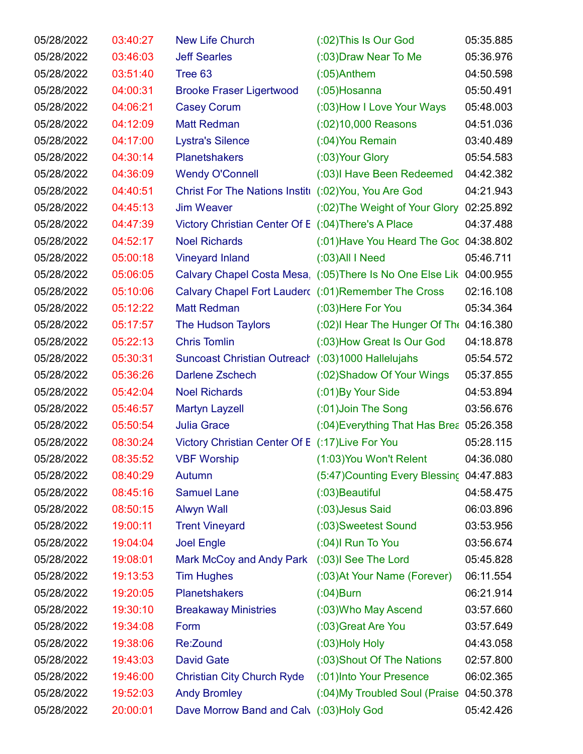| | | | | |
|---|---|---|---|---|
| 05/28/2022 | 03:40:27 | New Life Church | (:02)This Is Our God | 05:35.885 |
| 05/28/2022 | 03:46:03 | Jeff Searles | (:03)Draw Near To Me | 05:36.976 |
| 05/28/2022 | 03:51:40 | Tree 63 | (:05)Anthem | 04:50.598 |
| 05/28/2022 | 04:00:31 | Brooke Fraser Ligertwood | (:05)Hosanna | 05:50.491 |
| 05/28/2022 | 04:06:21 | Casey Corum | (:03)How I Love Your Ways | 05:48.003 |
| 05/28/2022 | 04:12:09 | Matt Redman | (:02)10,000 Reasons | 04:51.036 |
| 05/28/2022 | 04:17:00 | Lystra's Silence | (:04)You Remain | 03:40.489 |
| 05/28/2022 | 04:30:14 | Planetshakers | (:03)Your Glory | 05:54.583 |
| 05/28/2022 | 04:36:09 | Wendy O'Connell | (:03)I Have Been Redeemed | 04:42.382 |
| 05/28/2022 | 04:40:51 | Christ For The Nations Institu | (:02)You, You Are God | 04:21.943 |
| 05/28/2022 | 04:45:13 | Jim Weaver | (:02)The Weight of Your Glory | 02:25.892 |
| 05/28/2022 | 04:47:39 | Victory Christian Center Of E | (:04)There's A Place | 04:37.488 |
| 05/28/2022 | 04:52:17 | Noel Richards | (:01)Have You Heard The God | 04:38.802 |
| 05/28/2022 | 05:00:18 | Vineyard Inland | (:03)All I Need | 05:46.711 |
| 05/28/2022 | 05:06:05 | Calvary Chapel Costa Mesa, | (:05)There Is No One Else Lik | 04:00.955 |
| 05/28/2022 | 05:10:06 | Calvary Chapel Fort Lauderd | (:01)Remember The Cross | 02:16.108 |
| 05/28/2022 | 05:12:22 | Matt Redman | (:03)Here For You | 05:34.364 |
| 05/28/2022 | 05:17:57 | The Hudson Taylors | (:02)I Hear The Hunger Of The | 04:16.380 |
| 05/28/2022 | 05:22:13 | Chris Tomlin | (:03)How Great Is Our God | 04:18.878 |
| 05/28/2022 | 05:30:31 | Suncoast Christian Outreach | (:03)1000 Hallelujahs | 05:54.572 |
| 05/28/2022 | 05:36:26 | Darlene Zschech | (:02)Shadow Of Your Wings | 05:37.855 |
| 05/28/2022 | 05:42:04 | Noel Richards | (:01)By Your Side | 04:53.894 |
| 05/28/2022 | 05:46:57 | Martyn Layzell | (:01)Join The Song | 03:56.676 |
| 05/28/2022 | 05:50:54 | Julia Grace | (:04)Everything That Has Brea | 05:26.358 |
| 05/28/2022 | 08:30:24 | Victory Christian Center Of E | (:17)Live For You | 05:28.115 |
| 05/28/2022 | 08:35:52 | VBF Worship | (1:03)You Won't Relent | 04:36.080 |
| 05/28/2022 | 08:40:29 | Autumn | (5:47)Counting Every Blessing | 04:47.883 |
| 05/28/2022 | 08:45:16 | Samuel Lane | (:03)Beautiful | 04:58.475 |
| 05/28/2022 | 08:50:15 | Alwyn Wall | (:03)Jesus Said | 06:03.896 |
| 05/28/2022 | 19:00:11 | Trent Vineyard | (:03)Sweetest Sound | 03:53.956 |
| 05/28/2022 | 19:04:04 | Joel Engle | (:04)I Run To You | 03:56.674 |
| 05/28/2022 | 19:08:01 | Mark McCoy and Andy Park | (:03)I See The Lord | 05:45.828 |
| 05/28/2022 | 19:13:53 | Tim Hughes | (:03)At Your Name (Forever) | 06:11.554 |
| 05/28/2022 | 19:20:05 | Planetshakers | (:04)Burn | 06:21.914 |
| 05/28/2022 | 19:30:10 | Breakaway Ministries | (:03)Who May Ascend | 03:57.660 |
| 05/28/2022 | 19:34:08 | Form | (:03)Great Are You | 03:57.649 |
| 05/28/2022 | 19:38:06 | Re:Zound | (:03)Holy Holy | 04:43.058 |
| 05/28/2022 | 19:43:03 | David Gate | (:03)Shout Of The Nations | 02:57.800 |
| 05/28/2022 | 19:46:00 | Christian City Church Ryde | (:01)Into Your Presence | 06:02.365 |
| 05/28/2022 | 19:52:03 | Andy Bromley | (:04)My Troubled Soul (Praise | 04:50.378 |
| 05/28/2022 | 20:00:01 | Dave Morrow Band and Calv | (:03)Holy God | 05:42.426 |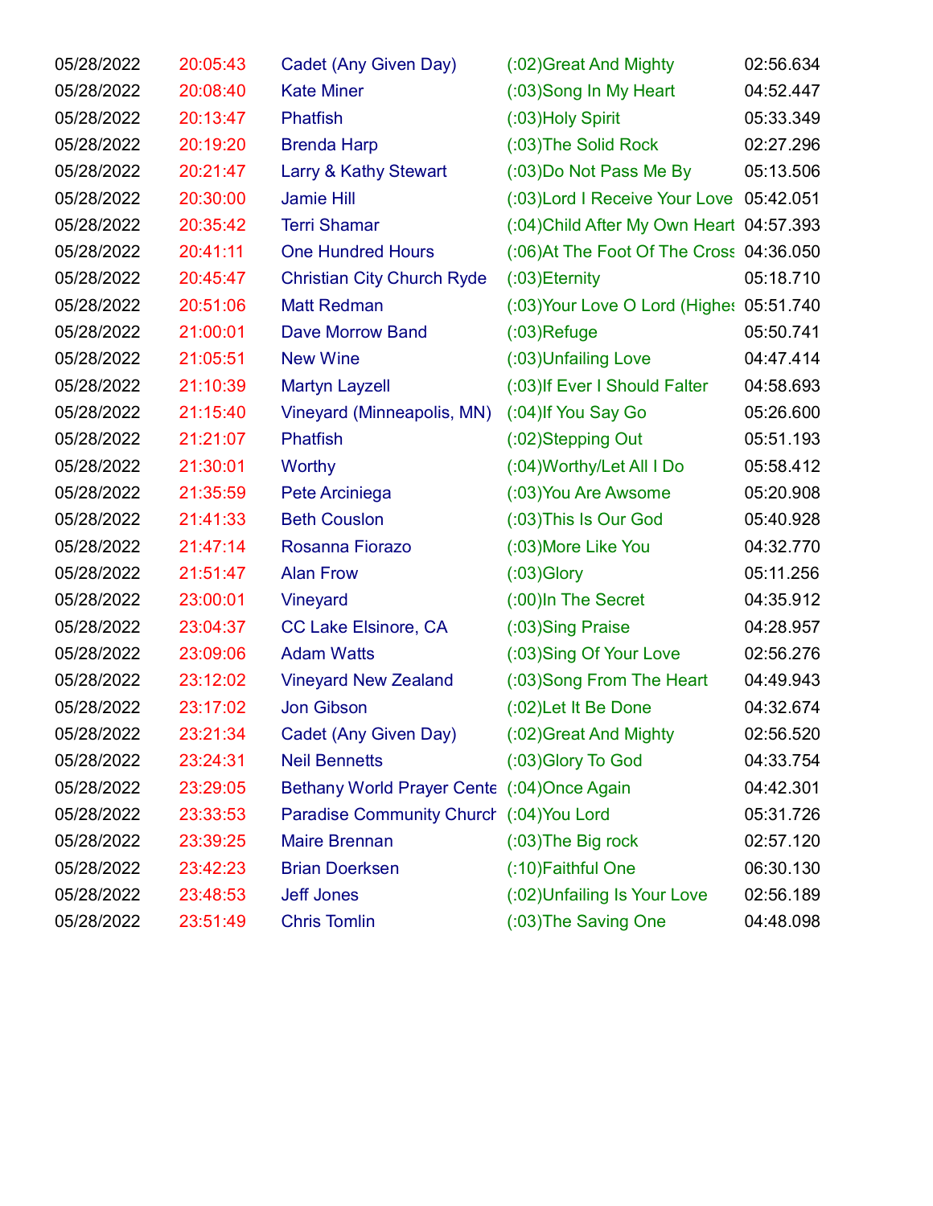| | | | | |
|---|---|---|---|---|
| 05/28/2022 | 20:05:43 | Cadet (Any Given Day) | (:02)Great And Mighty | 02:56.634 |
| 05/28/2022 | 20:08:40 | Kate Miner | (:03)Song In My Heart | 04:52.447 |
| 05/28/2022 | 20:13:47 | Phatfish | (:03)Holy Spirit | 05:33.349 |
| 05/28/2022 | 20:19:20 | Brenda Harp | (:03)The Solid Rock | 02:27.296 |
| 05/28/2022 | 20:21:47 | Larry & Kathy Stewart | (:03)Do Not Pass Me By | 05:13.506 |
| 05/28/2022 | 20:30:00 | Jamie Hill | (:03)Lord I Receive Your Love | 05:42.051 |
| 05/28/2022 | 20:35:42 | Terri Shamar | (:04)Child After My Own Heart | 04:57.393 |
| 05/28/2022 | 20:41:11 | One Hundred Hours | (:06)At The Foot Of The Cross | 04:36.050 |
| 05/28/2022 | 20:45:47 | Christian City Church Ryde | (:03)Eternity | 05:18.710 |
| 05/28/2022 | 20:51:06 | Matt Redman | (:03)Your Love O Lord (Highes | 05:51.740 |
| 05/28/2022 | 21:00:01 | Dave Morrow Band | (:03)Refuge | 05:50.741 |
| 05/28/2022 | 21:05:51 | New Wine | (:03)Unfailing Love | 04:47.414 |
| 05/28/2022 | 21:10:39 | Martyn Layzell | (:03)If Ever I Should Falter | 04:58.693 |
| 05/28/2022 | 21:15:40 | Vineyard (Minneapolis, MN) | (:04)If You Say Go | 05:26.600 |
| 05/28/2022 | 21:21:07 | Phatfish | (:02)Stepping Out | 05:51.193 |
| 05/28/2022 | 21:30:01 | Worthy | (:04)Worthy/Let All I Do | 05:58.412 |
| 05/28/2022 | 21:35:59 | Pete Arciniega | (:03)You Are Awsome | 05:20.908 |
| 05/28/2022 | 21:41:33 | Beth Couslon | (:03)This Is Our God | 05:40.928 |
| 05/28/2022 | 21:47:14 | Rosanna Fiorazo | (:03)More Like You | 04:32.770 |
| 05/28/2022 | 21:51:47 | Alan Frow | (:03)Glory | 05:11.256 |
| 05/28/2022 | 23:00:01 | Vineyard | (:00)In The Secret | 04:35.912 |
| 05/28/2022 | 23:04:37 | CC Lake Elsinore, CA | (:03)Sing Praise | 04:28.957 |
| 05/28/2022 | 23:09:06 | Adam Watts | (:03)Sing Of Your Love | 02:56.276 |
| 05/28/2022 | 23:12:02 | Vineyard New Zealand | (:03)Song From The Heart | 04:49.943 |
| 05/28/2022 | 23:17:02 | Jon Gibson | (:02)Let It Be Done | 04:32.674 |
| 05/28/2022 | 23:21:34 | Cadet (Any Given Day) | (:02)Great And Mighty | 02:56.520 |
| 05/28/2022 | 23:24:31 | Neil Bennetts | (:03)Glory To God | 04:33.754 |
| 05/28/2022 | 23:29:05 | Bethany World Prayer Cente | (:04)Once Again | 04:42.301 |
| 05/28/2022 | 23:33:53 | Paradise Community Church | (:04)You Lord | 05:31.726 |
| 05/28/2022 | 23:39:25 | Maire Brennan | (:03)The Big rock | 02:57.120 |
| 05/28/2022 | 23:42:23 | Brian Doerksen | (:10)Faithful One | 06:30.130 |
| 05/28/2022 | 23:48:53 | Jeff Jones | (:02)Unfailing Is Your Love | 02:56.189 |
| 05/28/2022 | 23:51:49 | Chris Tomlin | (:03)The Saving One | 04:48.098 |